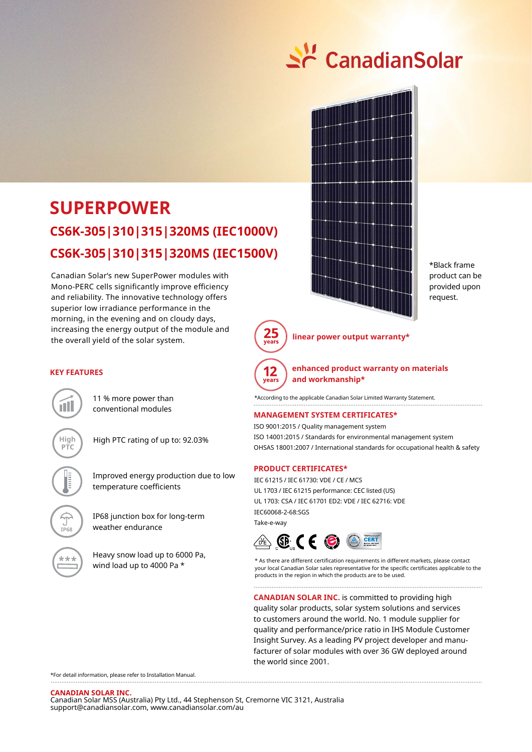CanadianSolar

# SUPERPOWER

## CS6K-305|310|315|320MS (IEC1000V)

## CS6K-305|310|315|320MS (IEC1500V)

Canadian Solar's new SuperPower modules with Mono-PERC cells significantly improve efficiency and reliability. The innovative technology offers superior low irradiance performance in the morning, in the evening and on cloudy days, increasing the energy output of the module and the overall yield of the solar system.

*Black frame product can be provided upon request.

**25 years** linear power output warranty*

**12 years** enhanced product warranty on materials and workmanship*

*According to the applicable Canadian Solar Limited Warranty Statement.

### KEY FEATURES

- 11 % more power than conventional modules
- High PTC rating of up to: 92.03%
- Improved energy production due to low temperature coefficients
- IP68 junction box for long-term weather endurance
- Heavy snow load up to 6000 Pa, wind load up to 4000 Pa *

### MANAGEMENT SYSTEM CERTIFICATES*

ISO 9001:2015 / Quality management system
ISO 14001:2015 / Standards for environmental management system
OHSAS 18001:2007 / International standards for occupational health & safety

### PRODUCT CERTIFICATES*

IEC 61215 / IEC 61730: VDE / CE / MCS
UL 1703 / IEC 61215 performance: CEC listed (US)
UL 1703: CSA / IEC 61701 ED2: VDE / IEC 62716: VDE
IEC60068-2-68:SGS
Take-e-way

* As there are different certification requirements in different markets, please contact your local Canadian Solar sales representative for the specific certificates applicable to the products in the region in which the products are to be used.

**CANADIAN SOLAR INC.** is committed to providing high quality solar products, solar system solutions and services to customers around the world. No. 1 module supplier for quality and performance/price ratio in IHS Module Customer Insight Survey. As a leading PV project developer and manufacturer of solar modules with over 36 GW deployed around the world since 2001.

*For detail information, please refer to Installation Manual.

**CANADIAN SOLAR INC.**
Canadian Solar MSS (Australia) Pty Ltd., 44 Stephenson St, Cremorne VIC 3121, Australia
support@canadiansolar.com, www.canadiansolar.com/au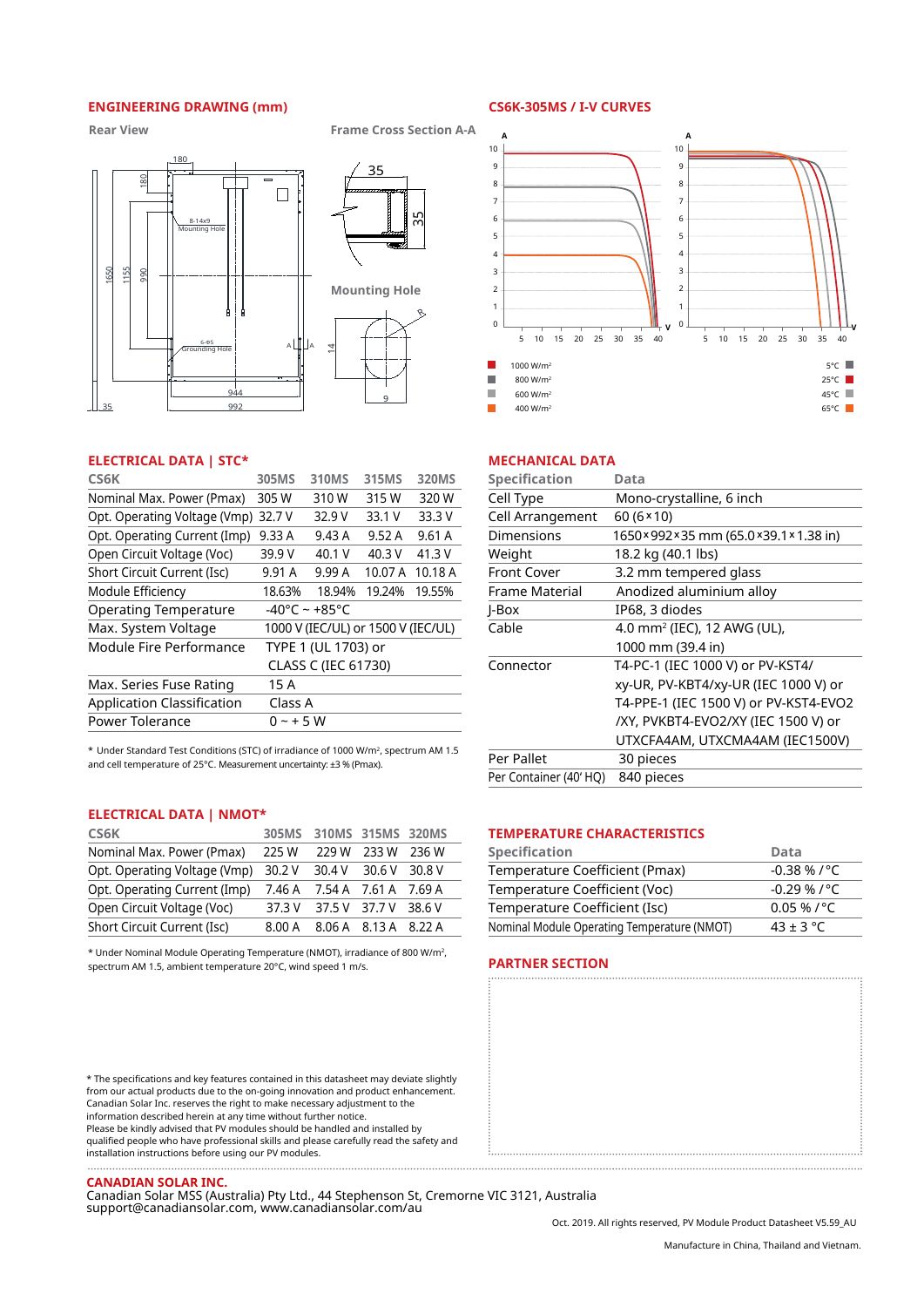## ENGINEERING DRAWING (mm)

Rear View

180
180
8-14x9
Mounting Hole
1650
1155
990
6-Φ5
Grounding Hole
A
A
944
35
992

Frame Cross Section A-A

35
35

Mounting Hole

R
14
9

## CS6K-305MS / I-V CURVES

A
10
9
8
7
6
5
4
3
2
1
0
5 10 15 20 25 30 35 40
V

A
10
9
8
7
6
5
4
3
2
1
0
5 10 15 20 25 30 35 40
V

1000 W/m²
800 W/m²
600 W/m²
400 W/m²

5°C
25°C
45°C
65°C

## ELECTRICAL DATA | STC*

| CS6K | 305MS | 310MS | 315MS | 320MS |
|---|---|---|---|---|
| Nominal Max. Power (Pmax) | 305 W | 310 W | 315 W | 320 W |
| Opt. Operating Voltage (Vmp) | 32.7 V | 32.9 V | 33.1 V | 33.3 V |
| Opt. Operating Current (Imp) | 9.33 A | 9.43 A | 9.52 A | 9.61 A |
| Open Circuit Voltage (Voc) | 39.9 V | 40.1 V | 40.3 V | 41.3 V |
| Short Circuit Current (Isc) | 9.91 A | 9.99 A | 10.07 A | 10.18 A |
| Module Efficiency | 18.63% | 18.94% | 19.24% | 19.55% |
| Operating Temperature | -40°C ~ +85°C | | | |
| Max. System Voltage | 1000 V (IEC/UL) or 1500 V (IEC/UL) | | | |
| Module Fire Performance | TYPE 1 (UL 1703) or CLASS C (IEC 61730) | | | |
| Max. Series Fuse Rating | 15 A | | | |
| Application Classification | Class A | | | |
| Power Tolerance | 0 ~ + 5 W | | | |

\* Under Standard Test Conditions (STC) of irradiance of 1000 W/m², spectrum AM 1.5 and cell temperature of 25°C. Measurement uncertainty: ±3 % (Pmax).

## ELECTRICAL DATA | NMOT*

| CS6K | 305MS | 310MS | 315MS | 320MS |
|---|---|---|---|---|
| Nominal Max. Power (Pmax) | 225 W | 229 W | 233 W | 236 W |
| Opt. Operating Voltage (Vmp) | 30.2 V | 30.4 V | 30.6 V | 30.8 V |
| Opt. Operating Current (Imp) | 7.46 A | 7.54 A | 7.61 A | 7.69 A |
| Open Circuit Voltage (Voc) | 37.3 V | 37.5 V | 37.7 V | 38.6 V |
| Short Circuit Current (Isc) | 8.00 A | 8.06 A | 8.13 A | 8.22 A |

\* Under Nominal Module Operating Temperature (NMOT), irradiance of 800 W/m², spectrum AM 1.5, ambient temperature 20°C, wind speed 1 m/s.

## MECHANICAL DATA

| Specification | Data |
|---|---|
| Cell Type | Mono-crystalline, 6 inch |
| Cell Arrangement | 60 (6×10) |
| Dimensions | 1650×992×35 mm (65.0×39.1×1.38 in) |
| Weight | 18.2 kg (40.1 lbs) |
| Front Cover | 3.2 mm tempered glass |
| Frame Material | Anodized aluminium alloy |
| J-Box | IP68, 3 diodes |
| Cable | 4.0 mm² (IEC), 12 AWG (UL), 1000 mm (39.4 in) |
| Connector | T4-PC-1 (IEC 1000 V) or PV-KST4/xy-UR, PV-KBT4/xy-UR (IEC 1000 V) or T4-PPE-1 (IEC 1500 V) or PV-KST4-EVO2/XY, PVKBT4-EVO2/XY (IEC 1500 V) or UTXCFA4AM, UTXCMA4AM (IEC1500V) |
| Per Pallet | 30 pieces |
| Per Container (40' HQ) | 840 pieces |

## TEMPERATURE CHARACTERISTICS

| Specification | Data |
|---|---|
| Temperature Coefficient (Pmax) | -0.38 % / °C |
| Temperature Coefficient (Voc) | -0.29 % / °C |
| Temperature Coefficient (Isc) | 0.05 % / °C |
| Nominal Module Operating Temperature (NMOT) | 43 ± 3 °C |

## PARTNER SECTION

\* The specifications and key features contained in this datasheet may deviate slightly from our actual products due to the on-going innovation and product enhancement. Canadian Solar Inc. reserves the right to make necessary adjustment to the information described herein at any time without further notice.
Please be kindly advised that PV modules should be handled and installed by qualified people who have professional skills and please carefully read the safety and installation instructions before using our PV modules.

**CANADIAN SOLAR INC.**
Canadian Solar MSS (Australia) Pty Ltd., 44 Stephenson St, Cremorne VIC 3121, Australia
support@canadiansolar.com, www.canadiansolar.com/au

Oct. 2019. All rights reserved, PV Module Product Datasheet V5.59_AU

Manufacture in China, Thailand and Vietnam.